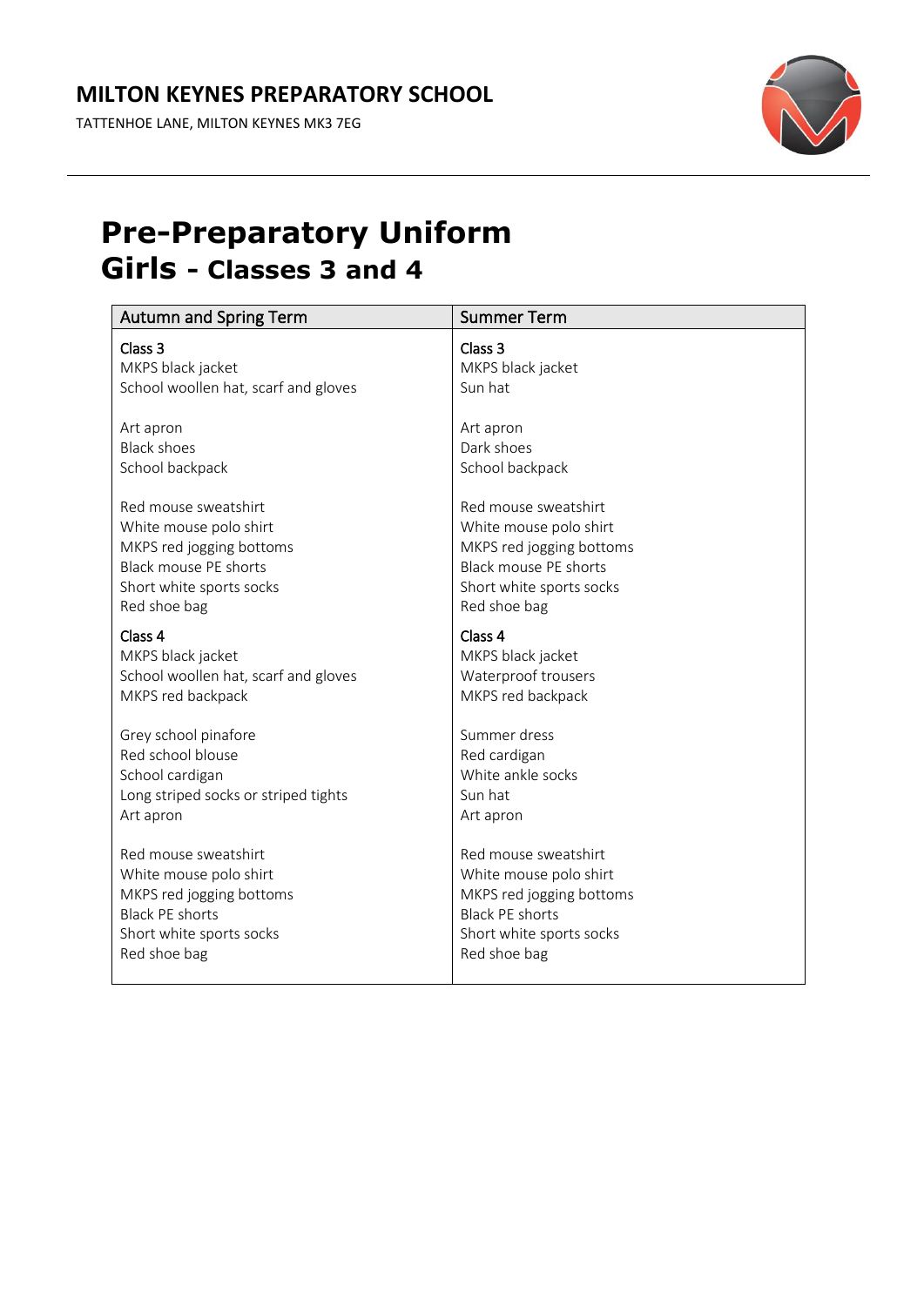# MILTON KEYNES PREPARATORY SCHOOL

TATTENHOE LANE, MILTON KEYNES MK3 7EG

# Pre-Preparatory Uniform
## Girls - Classes 3 and 4

| Autumn and Spring Term | Summer Term |
|---|---|
| **Class 3** | **Class 3** |
| MKPS black jacket | MKPS black jacket |
| School woollen hat, scarf and gloves | Sun hat |
| | |
| Art apron | Art apron |
| Black shoes | Dark shoes |
| School backpack | School backpack |
| | |
| Red mouse sweatshirt | Red mouse sweatshirt |
| White mouse polo shirt | White mouse polo shirt |
| MKPS red jogging bottoms | MKPS red jogging bottoms |
| Black mouse PE shorts | Black mouse PE shorts |
| Short white sports socks | Short white sports socks |
| Red shoe bag | Red shoe bag |
| **Class 4** | **Class 4** |
| MKPS black jacket | MKPS black jacket |
| School woollen hat, scarf and gloves | Waterproof trousers |
| MKPS red backpack | MKPS red backpack |
| | |
| Grey school pinafore | Summer dress |
| Red school blouse | Red cardigan |
| School cardigan | White ankle socks |
| Long striped socks or striped tights | Sun hat |
| Art apron | Art apron |
| | |
| Red mouse sweatshirt | Red mouse sweatshirt |
| White mouse polo shirt | White mouse polo shirt |
| MKPS red jogging bottoms | MKPS red jogging bottoms |
| Black PE shorts | Black PE shorts |
| Short white sports socks | Short white sports socks |
| Red shoe bag | Red shoe bag |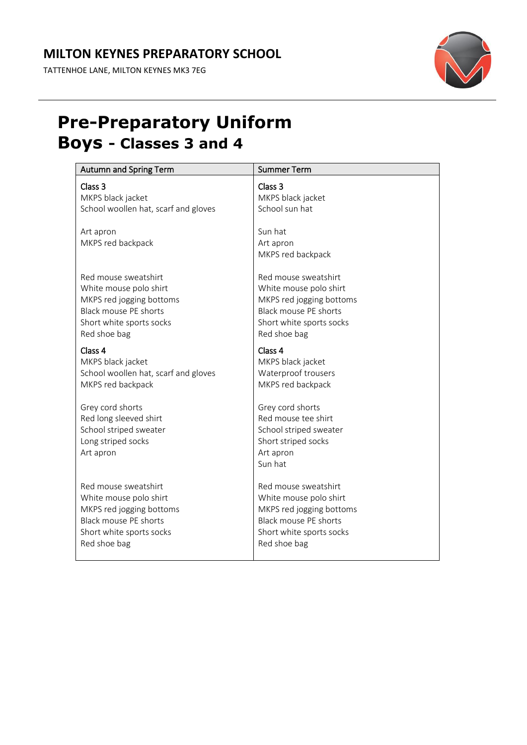## MILTON KEYNES PREPARATORY SCHOOL

TATTENHOE LANE, MILTON KEYNES MK3 7EG

# Pre-Preparatory Uniform

## Boys - Classes 3 and 4

| Autumn and Spring Term | Summer Term |
|---|---|
| Class 3 | Class 3 |
| MKPS black jacket | MKPS black jacket |
| School woollen hat, scarf and gloves | School sun hat |
| | |
| Art apron | Sun hat |
| MKPS red backpack | Art apron |
| | MKPS red backpack |
| | |
| Red mouse sweatshirt | Red mouse sweatshirt |
| White mouse polo shirt | White mouse polo shirt |
| MKPS red jogging bottoms | MKPS red jogging bottoms |
| Black mouse PE shorts | Black mouse PE shorts |
| Short white sports socks | Short white sports socks |
| Red shoe bag | Red shoe bag |
| Class 4 | Class 4 |
| MKPS black jacket | MKPS black jacket |
| School woollen hat, scarf and gloves | Waterproof trousers |
| MKPS red backpack | MKPS red backpack |
| | |
| Grey cord shorts | Grey cord shorts |
| Red long sleeved shirt | Red mouse tee shirt |
| School striped sweater | School striped sweater |
| Long striped socks | Short striped socks |
| Art apron | Art apron |
| | Sun hat |
| | |
| Red mouse sweatshirt | Red mouse sweatshirt |
| White mouse polo shirt | White mouse polo shirt |
| MKPS red jogging bottoms | MKPS red jogging bottoms |
| Black mouse PE shorts | Black mouse PE shorts |
| Short white sports socks | Short white sports socks |
| Red shoe bag | Red shoe bag |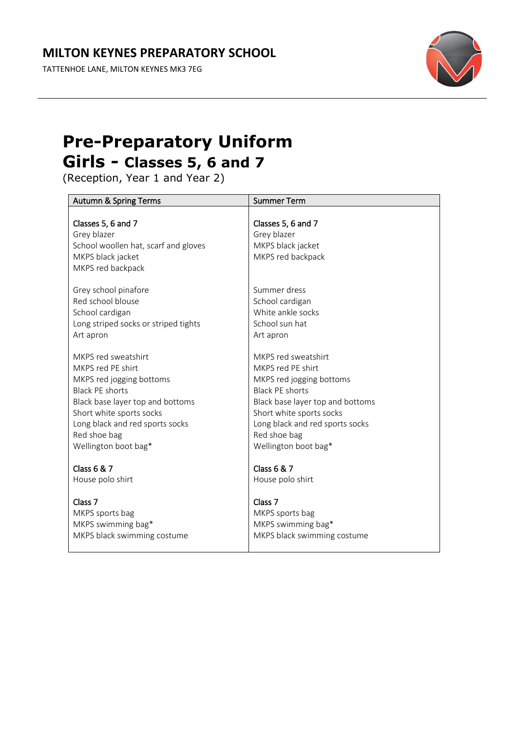# MILTON KEYNES PREPARATORY SCHOOL

TATTENHOE LANE, MILTON KEYNES MK3 7EG

# Pre-Preparatory Uniform

## Girls - Classes 5, 6 and 7

(Reception, Year 1 and Year 2)

| Autumn & Spring Terms | Summer Term |
|---|---|
| **Classes 5, 6 and 7** | **Classes 5, 6 and 7** |
| Grey blazer | Grey blazer |
| School woollen hat, scarf and gloves | MKPS black jacket |
| MKPS black jacket | MKPS red backpack |
| MKPS red backpack | |
| | |
| Grey school pinafore | Summer dress |
| Red school blouse | School cardigan |
| School cardigan | White ankle socks |
| Long striped socks or striped tights | School sun hat |
| Art apron | Art apron |
| | |
| MKPS red sweatshirt | MKPS red sweatshirt |
| MKPS red PE shirt | MKPS red PE shirt |
| MKPS red jogging bottoms | MKPS red jogging bottoms |
| Black PE shorts | Black PE shorts |
| Black base layer top and bottoms | Black base layer top and bottoms |
| Short white sports socks | Short white sports socks |
| Long black and red sports socks | Long black and red sports socks |
| Red shoe bag | Red shoe bag |
| Wellington boot bag* | Wellington boot bag* |
| | |
| **Class 6 & 7** | **Class 6 & 7** |
| House polo shirt | House polo shirt |
| | |
| **Class 7** | **Class 7** |
| MKPS sports bag | MKPS sports bag |
| MKPS swimming bag* | MKPS swimming bag* |
| MKPS black swimming costume | MKPS black swimming costume |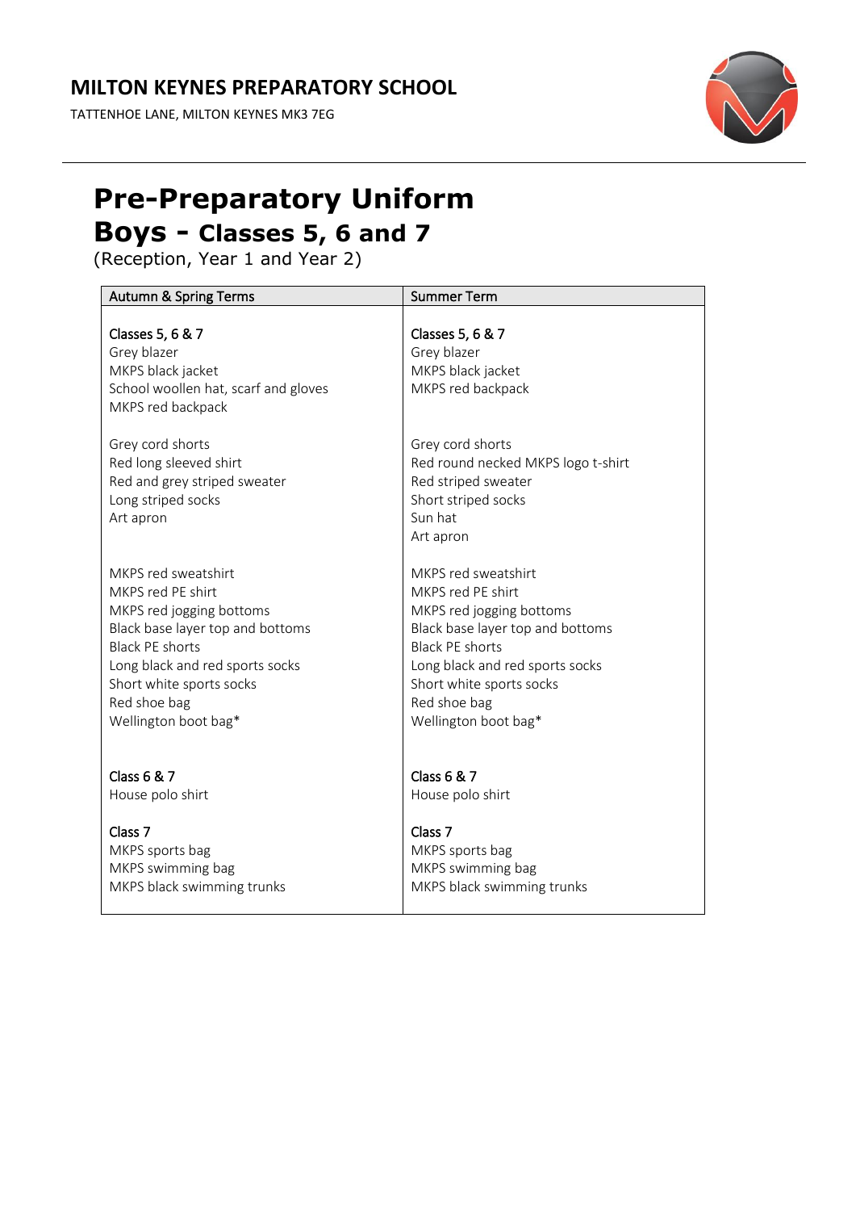## MILTON KEYNES PREPARATORY SCHOOL

TATTENHOE LANE, MILTON KEYNES MK3 7EG

# Pre-Preparatory Uniform

## Boys - Classes 5, 6 and 7

(Reception, Year 1 and Year 2)

| Autumn & Spring Terms | Summer Term |
|---|---|
| Classes 5, 6 & 7<br>Grey blazer<br>MKPS black jacket<br>School woollen hat, scarf and gloves<br>MKPS red backpack | Classes 5, 6 & 7<br>Grey blazer<br>MKPS black jacket<br>MKPS red backpack |
| Grey cord shorts<br>Red long sleeved shirt<br>Red and grey striped sweater<br>Long striped socks<br>Art apron | Grey cord shorts<br>Red round necked MKPS logo t-shirt<br>Red striped sweater<br>Short striped socks<br>Sun hat<br>Art apron |
| MKPS red sweatshirt<br>MKPS red PE shirt<br>MKPS red jogging bottoms<br>Black base layer top and bottoms<br>Black PE shorts<br>Long black and red sports socks<br>Short white sports socks<br>Red shoe bag<br>Wellington boot bag* | MKPS red sweatshirt<br>MKPS red PE shirt<br>MKPS red jogging bottoms<br>Black base layer top and bottoms<br>Black PE shorts<br>Long black and red sports socks<br>Short white sports socks<br>Red shoe bag<br>Wellington boot bag* |
| Class 6 & 7<br>House polo shirt | Class 6 & 7<br>House polo shirt |
| Class 7<br>MKPS sports bag<br>MKPS swimming bag<br>MKPS black swimming trunks | Class 7<br>MKPS sports bag<br>MKPS swimming bag<br>MKPS black swimming trunks |